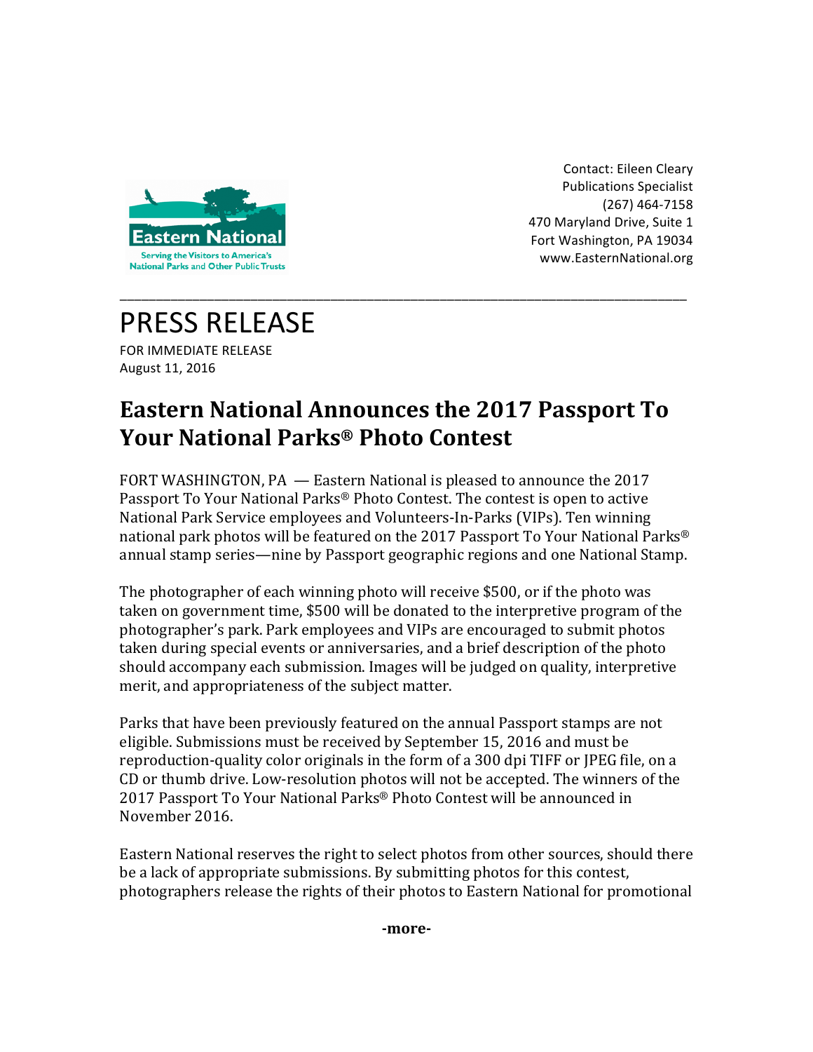Eastern National

Serving the Visitors to America's National Parks and Other Public Trusts

Contact: Eileen Cleary
Publications Specialist
(267) 464-7158
470 Maryland Drive, Suite 1
Fort Washington, PA 19034
www.EasternNational.org

---

# PRESS RELEASE

FOR IMMEDIATE RELEASE
August 11, 2016

## Eastern National Announces the 2017 Passport To Your National Parks® Photo Contest

FORT WASHINGTON, PA — Eastern National is pleased to announce the 2017 Passport To Your National Parks® Photo Contest. The contest is open to active National Park Service employees and Volunteers-In-Parks (VIPs). Ten winning national park photos will be featured on the 2017 Passport To Your National Parks® annual stamp series—nine by Passport geographic regions and one National Stamp.

The photographer of each winning photo will receive $500, or if the photo was taken on government time, $500 will be donated to the interpretive program of the photographer's park. Park employees and VIPs are encouraged to submit photos taken during special events or anniversaries, and a brief description of the photo should accompany each submission. Images will be judged on quality, interpretive merit, and appropriateness of the subject matter.

Parks that have been previously featured on the annual Passport stamps are not eligible. Submissions must be received by September 15, 2016 and must be reproduction-quality color originals in the form of a 300 dpi TIFF or JPEG file, on a CD or thumb drive. Low-resolution photos will not be accepted. The winners of the 2017 Passport To Your National Parks® Photo Contest will be announced in November 2016.

Eastern National reserves the right to select photos from other sources, should there be a lack of appropriate submissions. By submitting photos for this contest, photographers release the rights of their photos to Eastern National for promotional

**-more-**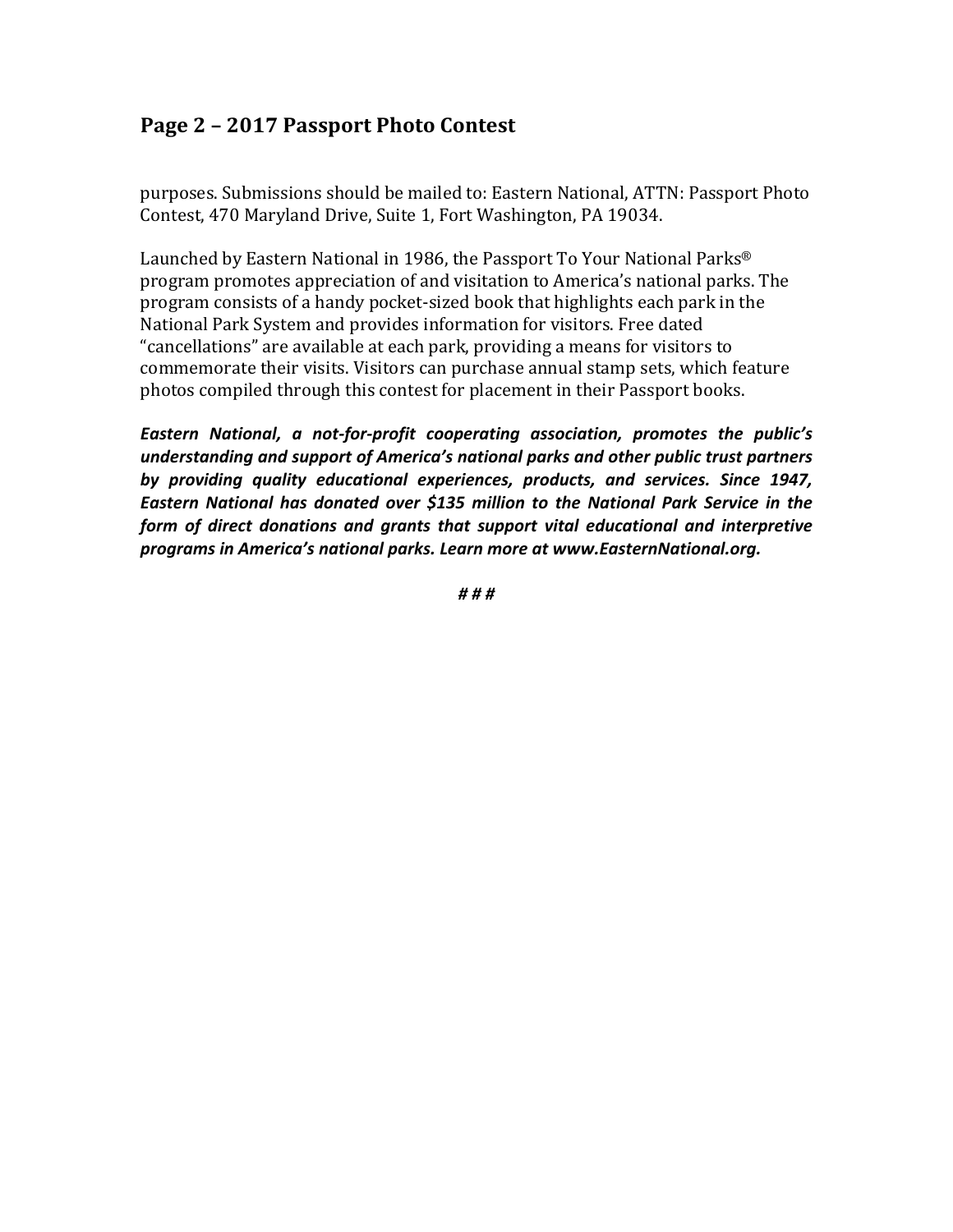purposes. Submissions should be mailed to: Eastern National, ATTN: Passport Photo Contest, 470 Maryland Drive, Suite 1, Fort Washington, PA 19034.

Launched by Eastern National in 1986, the Passport To Your National Parks® program promotes appreciation of and visitation to America's national parks. The program consists of a handy pocket-sized book that highlights each park in the National Park System and provides information for visitors. Free dated "cancellations" are available at each park, providing a means for visitors to commemorate their visits. Visitors can purchase annual stamp sets, which feature photos compiled through this contest for placement in their Passport books.

***Eastern National, a not-for-profit cooperating association, promotes the public's understanding and support of America's national parks and other public trust partners by providing quality educational experiences, products, and services. Since 1947, Eastern National has donated over $135 million to the National Park Service in the form of direct donations and grants that support vital educational and interpretive programs in America's national parks. Learn more at www.EasternNational.org.***

***# # #***